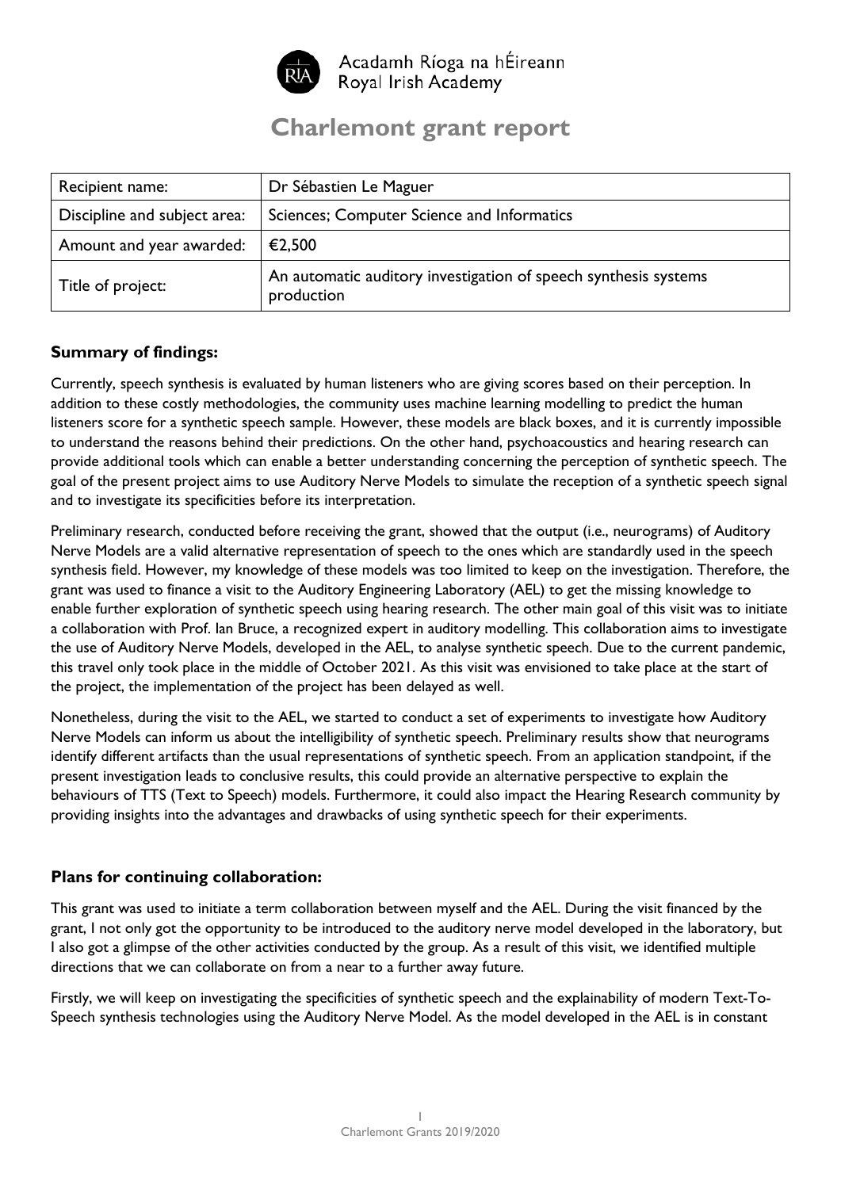Acadamh Ríoga na hÉireann
Royal Irish Academy

# Charlemont grant report

| Recipient name: | Dr Sébastien Le Maguer |
| --- | --- |
| Discipline and subject area: | Sciences; Computer Science and Informatics |
| Amount and year awarded: | €2,500 |
| Title of project: | An automatic auditory investigation of speech synthesis systems production |

## Summary of findings:

Currently, speech synthesis is evaluated by human listeners who are giving scores based on their perception. In addition to these costly methodologies, the community uses machine learning modelling to predict the human listeners score for a synthetic speech sample. However, these models are black boxes, and it is currently impossible to understand the reasons behind their predictions. On the other hand, psychoacoustics and hearing research can provide additional tools which can enable a better understanding concerning the perception of synthetic speech. The goal of the present project aims to use Auditory Nerve Models to simulate the reception of a synthetic speech signal and to investigate its specificities before its interpretation.

Preliminary research, conducted before receiving the grant, showed that the output (i.e., neurograms) of Auditory Nerve Models are a valid alternative representation of speech to the ones which are standardly used in the speech synthesis field. However, my knowledge of these models was too limited to keep on the investigation. Therefore, the grant was used to finance a visit to the Auditory Engineering Laboratory (AEL) to get the missing knowledge to enable further exploration of synthetic speech using hearing research. The other main goal of this visit was to initiate a collaboration with Prof. Ian Bruce, a recognized expert in auditory modelling. This collaboration aims to investigate the use of Auditory Nerve Models, developed in the AEL, to analyse synthetic speech. Due to the current pandemic, this travel only took place in the middle of October 2021. As this visit was envisioned to take place at the start of the project, the implementation of the project has been delayed as well.

Nonetheless, during the visit to the AEL, we started to conduct a set of experiments to investigate how Auditory Nerve Models can inform us about the intelligibility of synthetic speech. Preliminary results show that neurograms identify different artifacts than the usual representations of synthetic speech. From an application standpoint, if the present investigation leads to conclusive results, this could provide an alternative perspective to explain the behaviours of TTS (Text to Speech) models. Furthermore, it could also impact the Hearing Research community by providing insights into the advantages and drawbacks of using synthetic speech for their experiments.

## Plans for continuing collaboration:

This grant was used to initiate a term collaboration between myself and the AEL. During the visit financed by the grant, I not only got the opportunity to be introduced to the auditory nerve model developed in the laboratory, but I also got a glimpse of the other activities conducted by the group. As a result of this visit, we identified multiple directions that we can collaborate on from a near to a further away future.

Firstly, we will keep on investigating the specificities of synthetic speech and the explainability of modern Text-To-Speech synthesis technologies using the Auditory Nerve Model. As the model developed in the AEL is in constant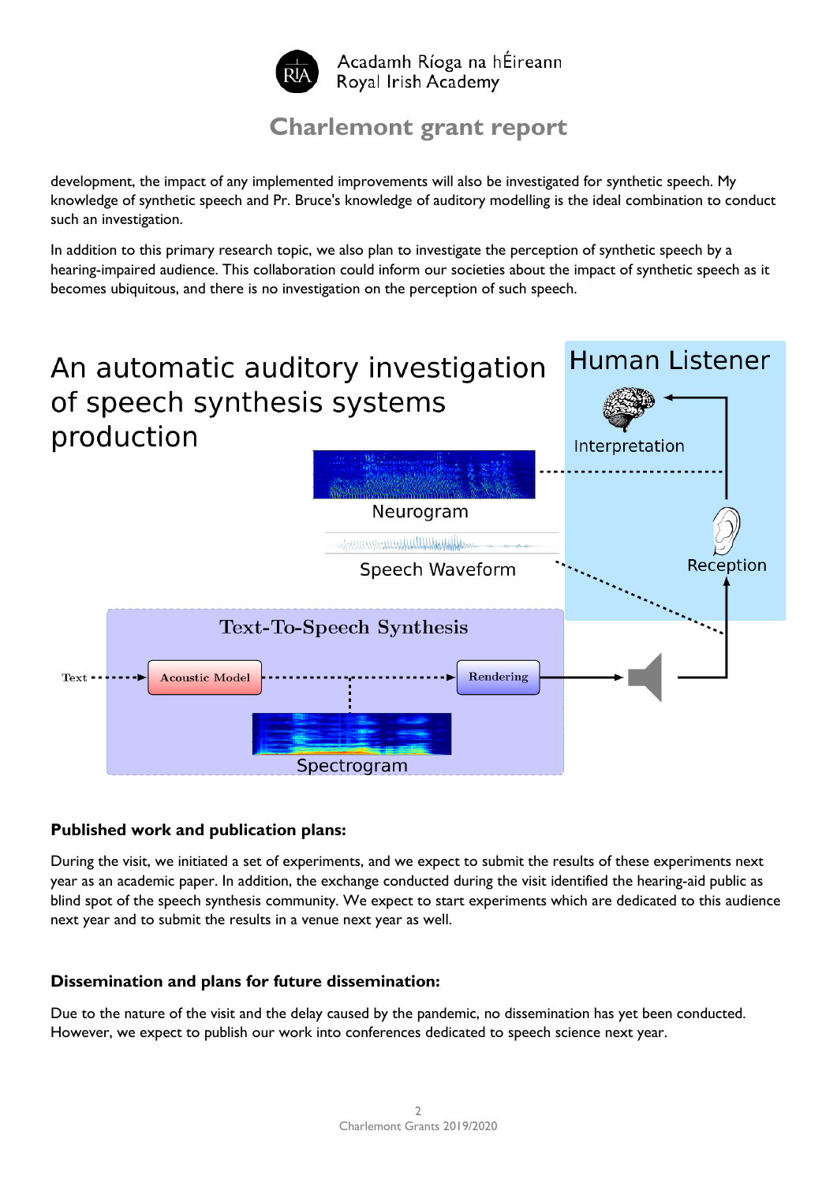development, the impact of any implemented improvements will also be investigated for synthetic speech. My knowledge of synthetic speech and Pr. Bruce's knowledge of auditory modelling is the ideal combination to conduct such an investigation.

In addition to this primary research topic, we also plan to investigate the perception of synthetic speech by a hearing-impaired audience. This collaboration could inform our societies about the impact of synthetic speech as it becomes ubiquitous, and there is no investigation on the perception of such speech.

An automatic auditory investigation of speech synthesis systems production

Human Listener

Interpretation

Neurogram

Speech Waveform

Reception

Text-To-Speech Synthesis

Text

Acoustic Model

Rendering

Spectrogram

### Published work and publication plans:

During the visit, we initiated a set of experiments, and we expect to submit the results of these experiments next year as an academic paper. In addition, the exchange conducted during the visit identified the hearing-aid public as blind spot of the speech synthesis community. We expect to start experiments which are dedicated to this audience next year and to submit the results in a venue next year as well.

### Dissemination and plans for future dissemination:

Due to the nature of the visit and the delay caused by the pandemic, no dissemination has yet been conducted. However, we expect to publish our work into conferences dedicated to speech science next year.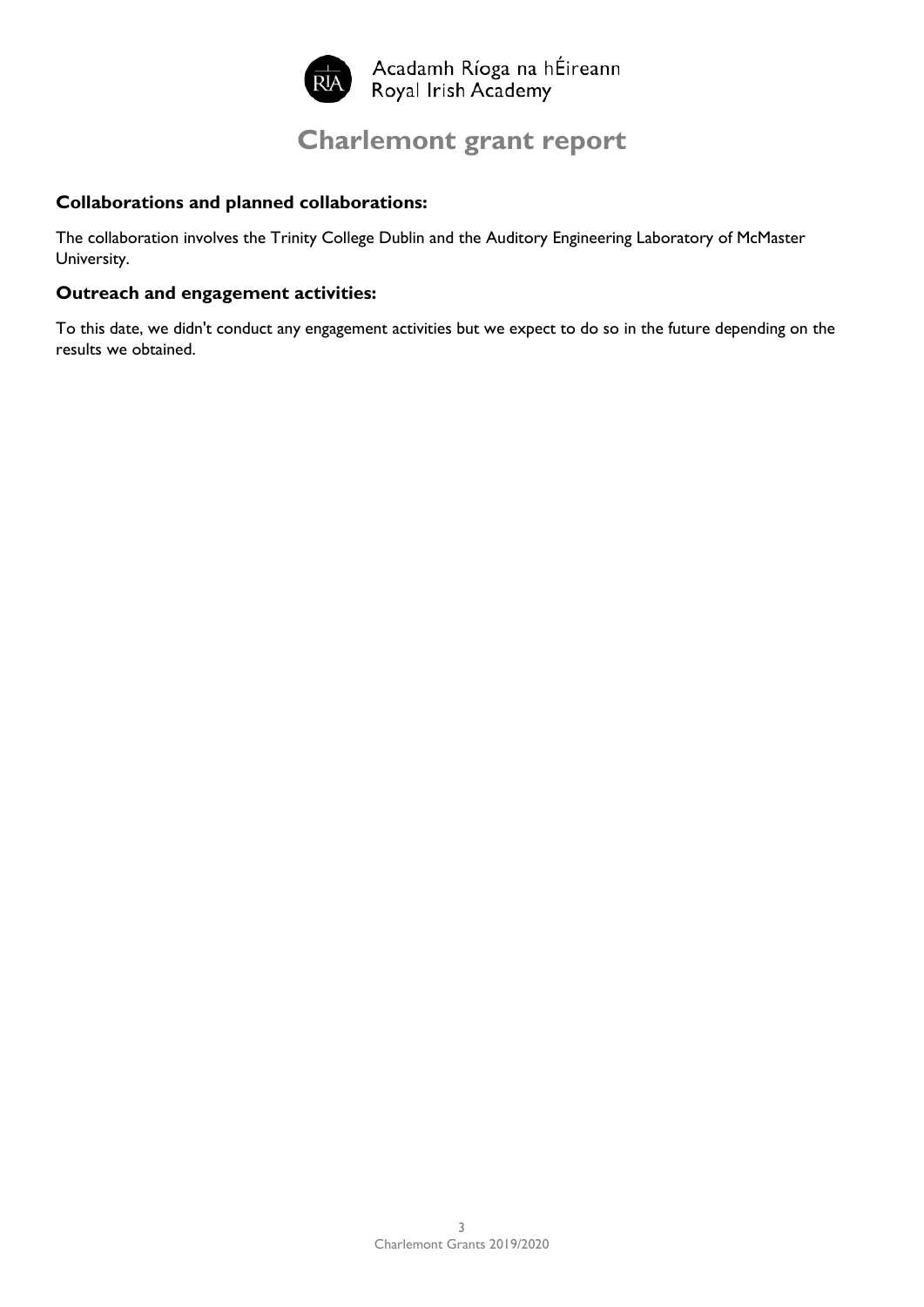# Charlemont grant report

### Collaborations and planned collaborations:

The collaboration involves the Trinity College Dublin and the Auditory Engineering Laboratory of McMaster University.

### Outreach and engagement activities:

To this date, we didn't conduct any engagement activities but we expect to do so in the future depending on the results we obtained.